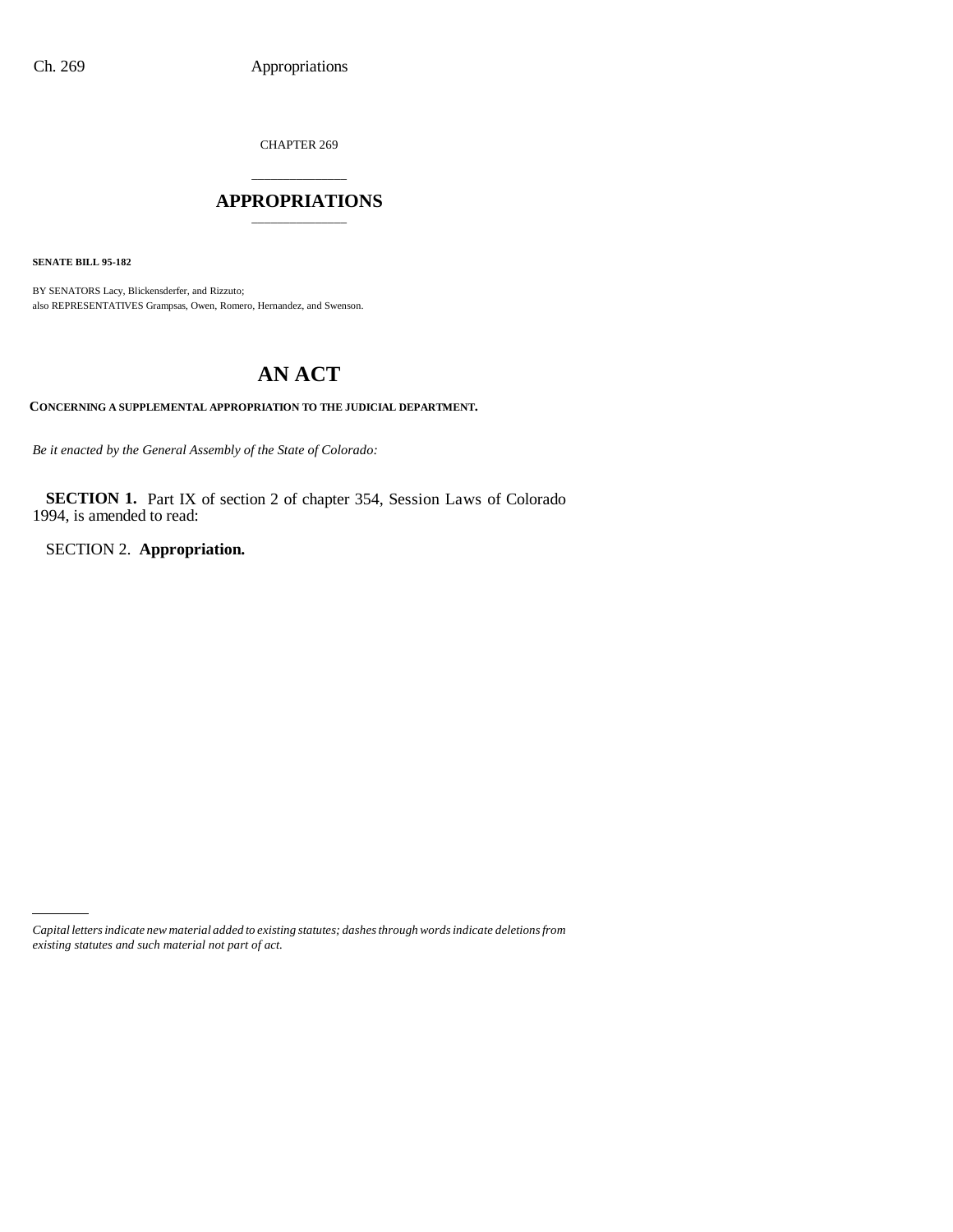CHAPTER 269

# APPROPRIATIONS

**SENATE BILL 95-182**

BY SENATORS Lacy, Blickensderfer, and Rizzuto;
also REPRESENTATIVES Grampsas, Owen, Romero, Hernandez, and Swenson.

# AN ACT

**CONCERNING A SUPPLEMENTAL APPROPRIATION TO THE JUDICIAL DEPARTMENT.**

*Be it enacted by the General Assembly of the State of Colorado:*

**SECTION 1.** Part IX of section 2 of chapter 354, Session Laws of Colorado 1994, is amended to read:

SECTION 2. **Appropriation.**

*Capital letters indicate new material added to existing statutes; dashes through words indicate deletions from existing statutes and such material not part of act.*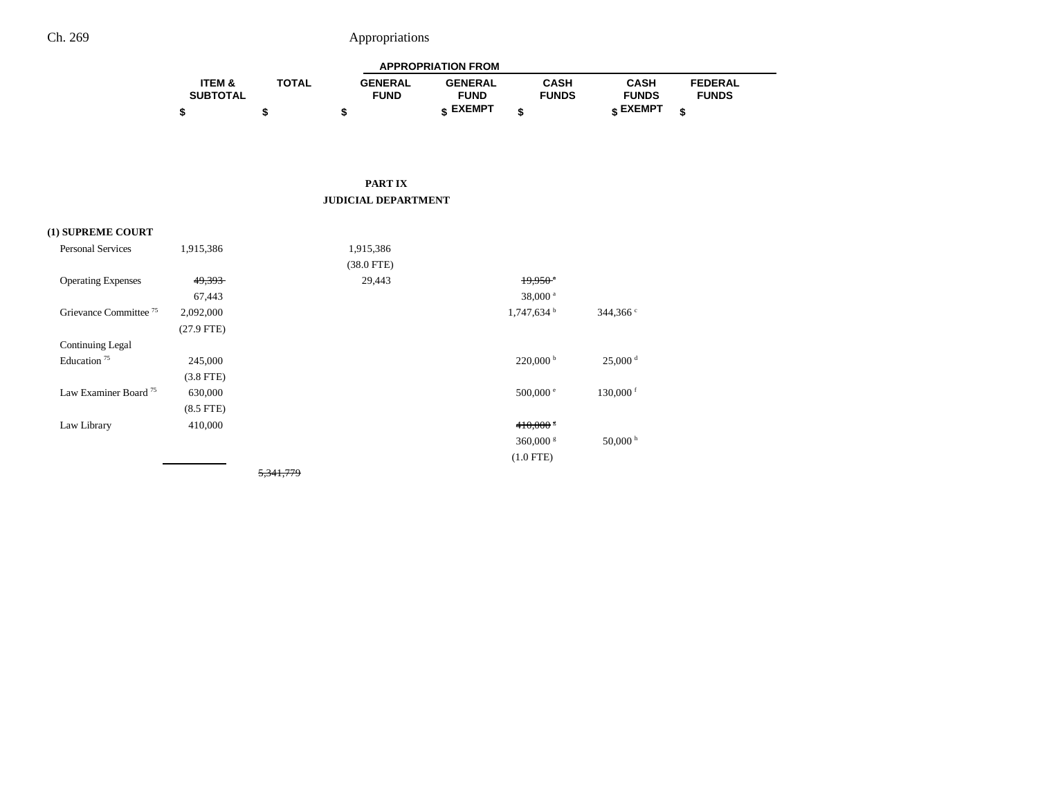| | ITEM & SUBTOTAL | TOTAL | APPROPRIATION FROM | | | | |
|---|---|---|---|---|---|---|---|
| | | | GENERAL FUND | GENERAL FUND EXEMPT | CASH FUNDS | CASH FUNDS EXEMPT | FEDERAL FUNDS |
| | $ | $ | $ | $ | $ | $ | $ |

**PART IX**

**JUDICIAL DEPARTMENT**

| | ITEM & SUBTOTAL | TOTAL | GENERAL FUND | GENERAL FUND EXEMPT | CASH FUNDS | CASH FUNDS EXEMPT | FEDERAL FUNDS |
|---|---|---|---|---|---|---|---|
| **(1) SUPREME COURT** | | | | | | | |
| Personal Services | 1,915,386 | | 1,915,386 | | | | |
| | | | (38.0 FTE) | | | | |
| Operating Expenses | ~~49,393~~ | | 29,443 | | ~~19,950~~ [a] | | |
| | 67,443 | | | | 38,000 [a] | | |
| Grievance Committee [75] | 2,092,000 | | | | 1,747,634 [b] | 344,366 [c] | |
| | (27.9 FTE) | | | | | | |
| Continuing Legal Education [75] | 245,000 | | | | 220,000 [b] | 25,000 [d] | |
| | (3.8 FTE) | | | | | | |
| Law Examiner Board [75] | 630,000 | | | | 500,000 [e] | 130,000 [f] | |
| | (8.5 FTE) | | | | | | |
| Law Library | 410,000 | | | | ~~410,000~~ [g] | | |
| | | | | | 360,000 [g] | 50,000 [h] | |
| | | | | | (1.0 FTE) | | |
| | | ~~5,341,779~~ | | | | | |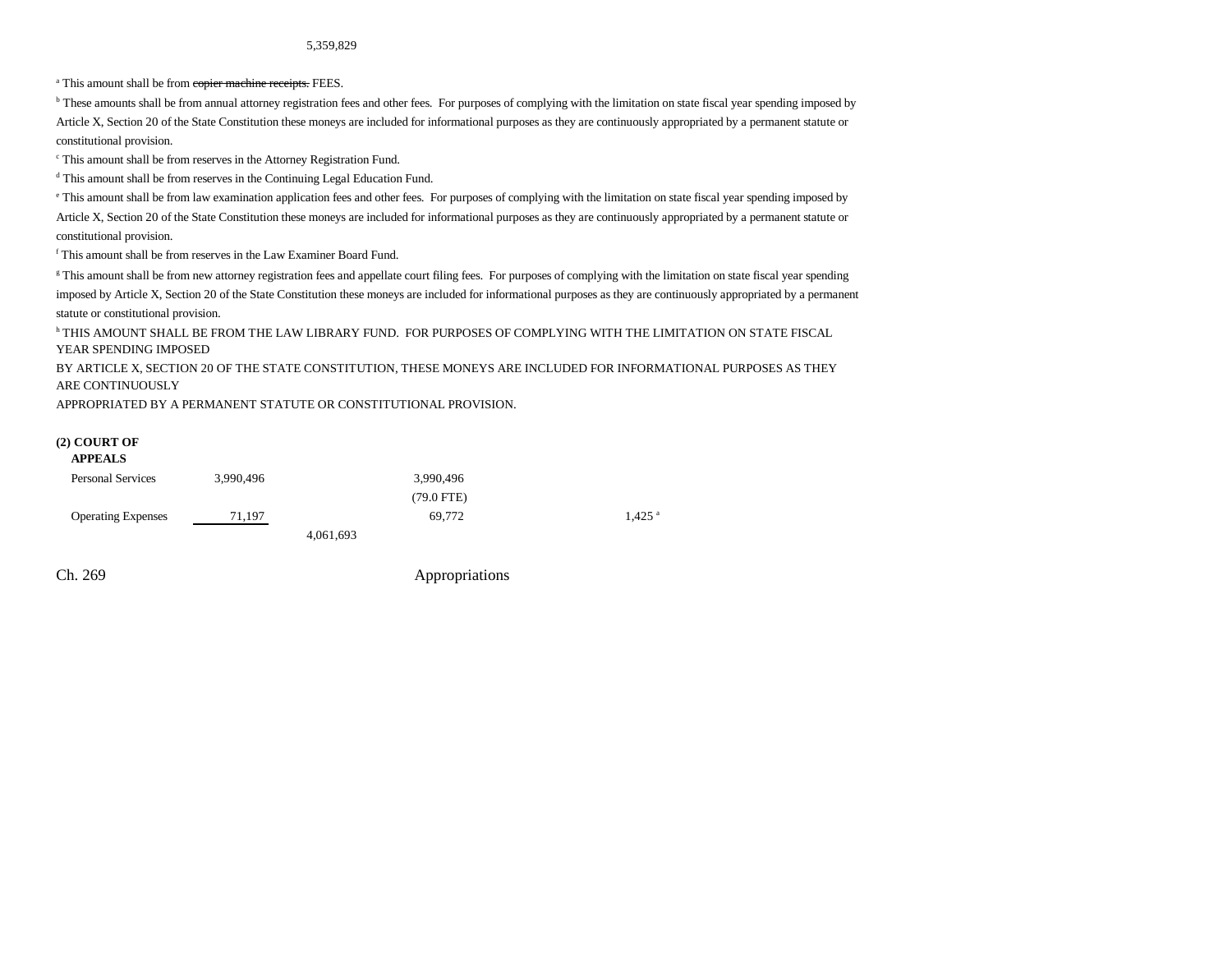5,359,829

[a] This amount shall be from ~~copier machine receipts.~~ FEES.

[b] These amounts shall be from annual attorney registration fees and other fees. For purposes of complying with the limitation on state fiscal year spending imposed by Article X, Section 20 of the State Constitution these moneys are included for informational purposes as they are continuously appropriated by a permanent statute or constitutional provision.

[c] This amount shall be from reserves in the Attorney Registration Fund.

[d] This amount shall be from reserves in the Continuing Legal Education Fund.

[e] This amount shall be from law examination application fees and other fees. For purposes of complying with the limitation on state fiscal year spending imposed by Article X, Section 20 of the State Constitution these moneys are included for informational purposes as they are continuously appropriated by a permanent statute or constitutional provision.

[f] This amount shall be from reserves in the Law Examiner Board Fund.

[g] This amount shall be from new attorney registration fees and appellate court filing fees. For purposes of complying with the limitation on state fiscal year spending imposed by Article X, Section 20 of the State Constitution these moneys are included for informational purposes as they are continuously appropriated by a permanent statute or constitutional provision.

[h] THIS AMOUNT SHALL BE FROM THE LAW LIBRARY FUND. FOR PURPOSES OF COMPLYING WITH THE LIMITATION ON STATE FISCAL YEAR SPENDING IMPOSED BY ARTICLE X, SECTION 20 OF THE STATE CONSTITUTION, THESE MONEYS ARE INCLUDED FOR INFORMATIONAL PURPOSES AS THEY ARE CONTINUOUSLY APPROPRIATED BY A PERMANENT STATUTE OR CONSTITUTIONAL PROVISION.

**(2) COURT OF APPEALS**

| | | | | | |
|---|---|---|---|---|---|
| Personal Services | 3,990,496 | | 3,990,496 (79.0 FTE) | | |
| Operating Expenses | 71,197 | | 69,772 | | 1,425 [a] |
| | | 4,061,693 | | | |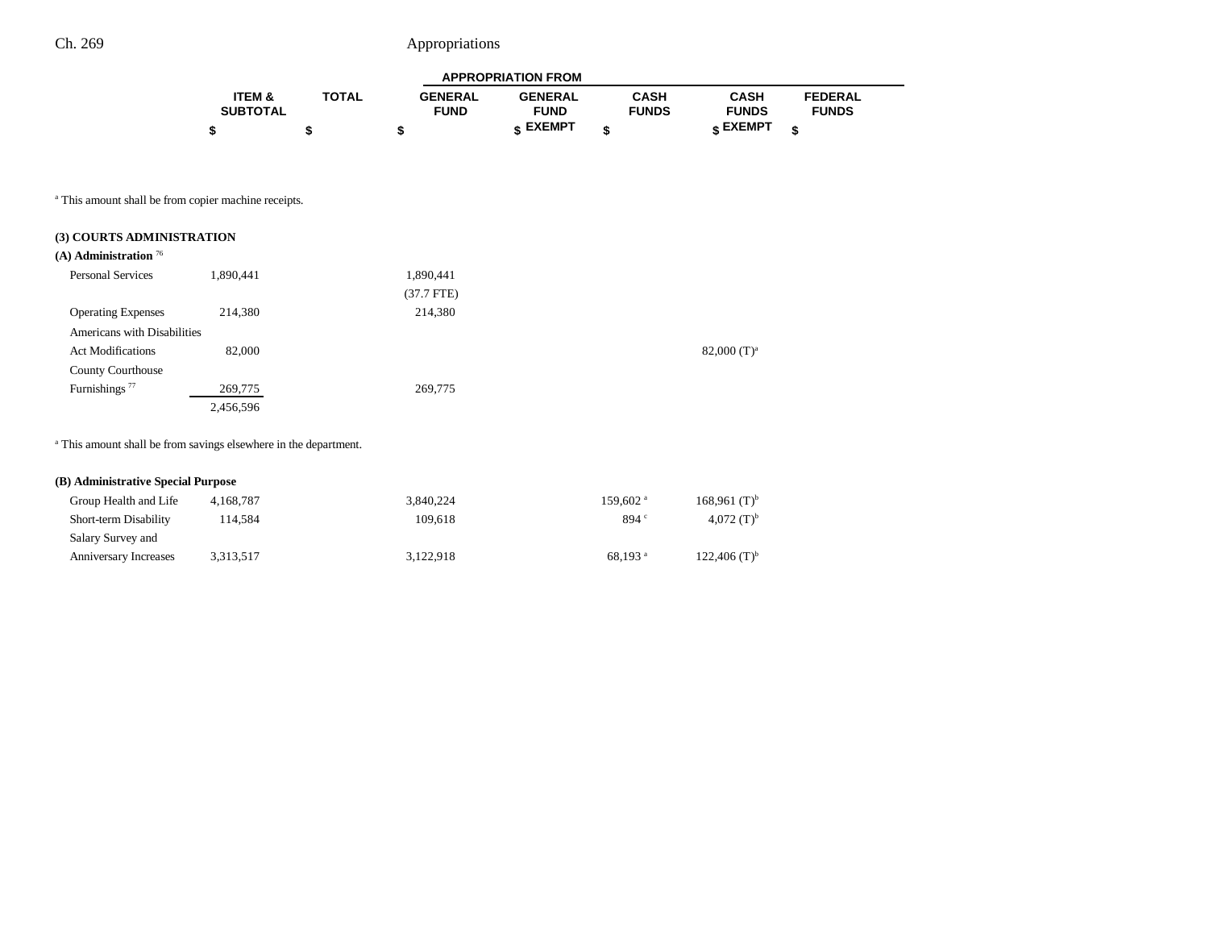| | ITEM & SUBTOTAL | TOTAL | APPROPRIATION FROM GENERAL FUND | GENERAL FUND EXEMPT | CASH FUNDS | CASH FUNDS EXEMPT | FEDERAL FUNDS |
|---|---|---|---|---|---|---|---|
| | $ | $ | $ | $ | $ | $ | $ |

[a] This amount shall be from copier machine receipts.

**(3) COURTS ADMINISTRATION**

**(A) Administration** [76]

| | ITEM & SUBTOTAL | TOTAL | GENERAL FUND | GENERAL FUND EXEMPT | CASH FUNDS | CASH FUNDS EXEMPT | FEDERAL FUNDS |
|---|---|---|---|---|---|---|---|
| Personal Services | 1,890,441 | | 1,890,441<br>(37.7 FTE) | | | | |
| Operating Expenses | 214,380 | | 214,380 | | | | |
| Americans with Disabilities Act Modifications | 82,000 | | | | | 82,000 (T)[a] | |
| County Courthouse Furnishings [77] | 269,775 | | 269,775 | | | | |
| | 2,456,596 | | | | | | |

[a] This amount shall be from savings elsewhere in the department.

**(B) Administrative Special Purpose**

| | ITEM & SUBTOTAL | TOTAL | GENERAL FUND | GENERAL FUND EXEMPT | CASH FUNDS | CASH FUNDS EXEMPT | FEDERAL FUNDS |
|---|---|---|---|---|---|---|---|
| Group Health and Life | 4,168,787 | | 3,840,224 | | 159,602 [a] | 168,961 (T)[b] | |
| Short-term Disability | 114,584 | | 109,618 | | 894 [c] | 4,072 (T)[b] | |
| Salary Survey and Anniversary Increases | 3,313,517 | | 3,122,918 | | 68,193 [a] | 122,406 (T)[b] | |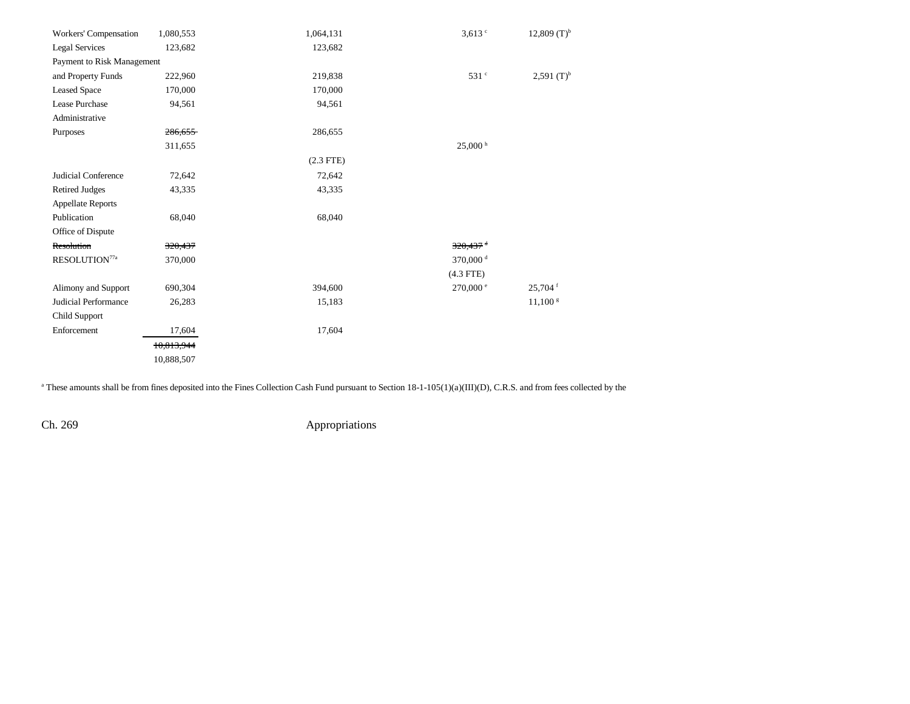| | | | | |
|---|---|---|---|---|
| Workers' Compensation | 1,080,553 | 1,064,131 | 3,613 [c] | 12,809 (T)[b] |
| Legal Services | 123,682 | 123,682 | | |
| Payment to Risk Management and Property Funds | 222,960 | 219,838 | 531 [c] | 2,591 (T)[b] |
| Leased Space | 170,000 | 170,000 | | |
| Lease Purchase | 94,561 | 94,561 | | |
| Administrative Purposes | ~~286,655~~ 311,655 | 286,655 (2.3 FTE) | 25,000 [h] | |
| Judicial Conference | 72,642 | 72,642 | | |
| Retired Judges | 43,335 | 43,335 | | |
| Appellate Reports Publication | 68,040 | 68,040 | | |
| Office of Dispute ~~Resolution~~ RESOLUTION[77a] | ~~320,437~~ 370,000 | | ~~320,437~~ [d] 370,000 [d] (4.3 FTE) | |
| Alimony and Support | 690,304 | 394,600 | 270,000 [e] | 25,704 [f] |
| Judicial Performance | 26,283 | 15,183 | | 11,100 [g] |
| Child Support Enforcement | 17,604 | 17,604 | | |
| | ~~10,813,944~~ 10,888,507 | | | |

[a] These amounts shall be from fines deposited into the Fines Collection Cash Fund pursuant to Section 18-1-105(1)(a)(III)(D), C.R.S. and from fees collected by the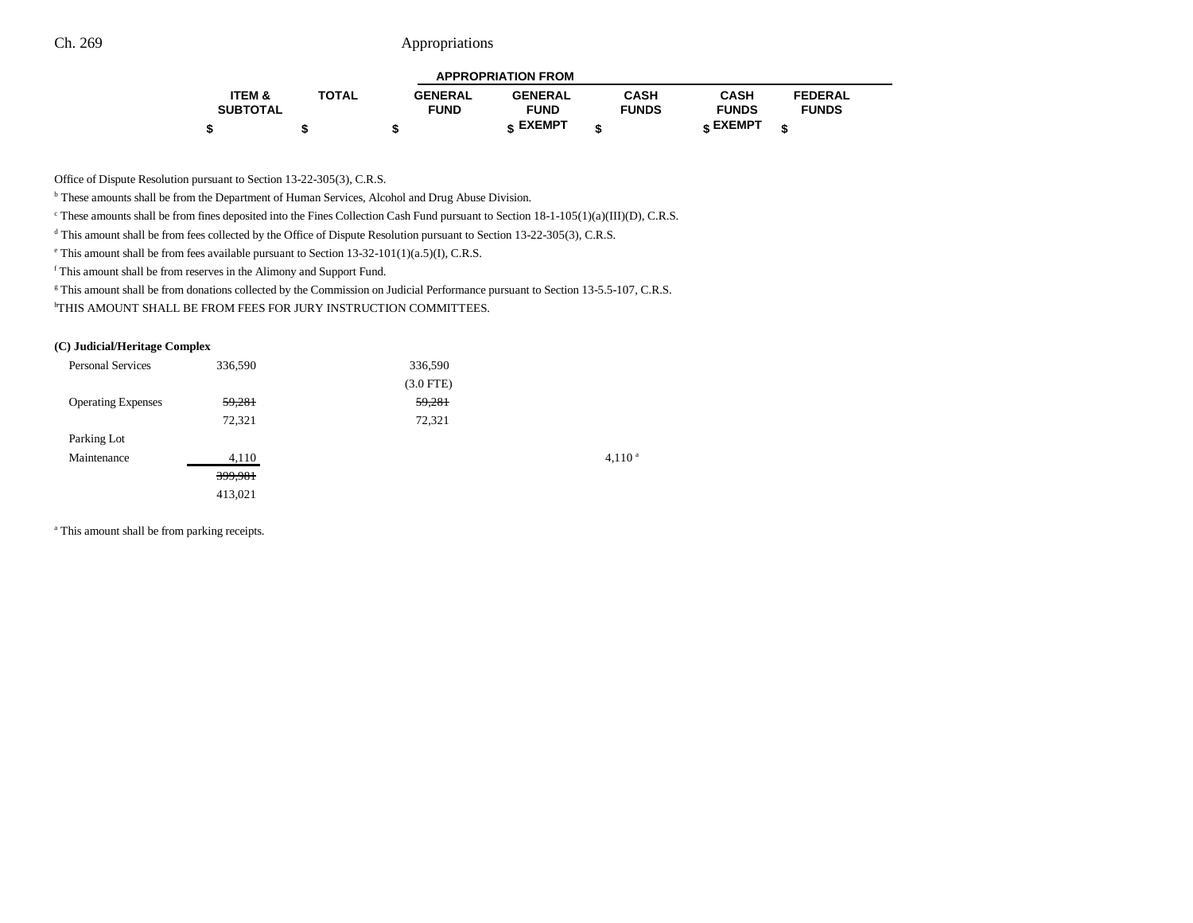| | ITEM & SUBTOTAL | TOTAL | GENERAL FUND | GENERAL FUND EXEMPT | CASH FUNDS | CASH FUNDS EXEMPT | FEDERAL FUNDS |
|---|---|---|---|---|---|---|---|
| | $ | $ | $ | $ | $ | $ | $ |

Office of Dispute Resolution pursuant to Section 13-22-305(3), C.R.S.

[b] These amounts shall be from the Department of Human Services, Alcohol and Drug Abuse Division.

[c] These amounts shall be from fines deposited into the Fines Collection Cash Fund pursuant to Section 18-1-105(1)(a)(III)(D), C.R.S.

[d] This amount shall be from fees collected by the Office of Dispute Resolution pursuant to Section 13-22-305(3), C.R.S.

[e] This amount shall be from fees available pursuant to Section 13-32-101(1)(a.5)(I), C.R.S.

[f] This amount shall be from reserves in the Alimony and Support Fund.

[g] This amount shall be from donations collected by the Commission on Judicial Performance pursuant to Section 13-5.5-107, C.R.S.

[h]THIS AMOUNT SHALL BE FROM FEES FOR JURY INSTRUCTION COMMITTEES.

**(C) Judicial/Heritage Complex**

| | ITEM & SUBTOTAL | TOTAL | GENERAL FUND | GENERAL FUND EXEMPT | CASH FUNDS | CASH FUNDS EXEMPT | FEDERAL FUNDS |
|---|---|---|---|---|---|---|---|
| Personal Services | 336,590 | | 336,590 | | | | |
| | | | (3.0 FTE) | | | | |
| Operating Expenses | ~~59,281~~ | | ~~59,281~~ | | | | |
| | 72,321 | | 72,321 | | | | |
| Parking Lot Maintenance | 4,110 | | | | 4,110[a] | | |
| | ~~399,981~~ | | | | | | |
| | 413,021 | | | | | | |

[a] This amount shall be from parking receipts.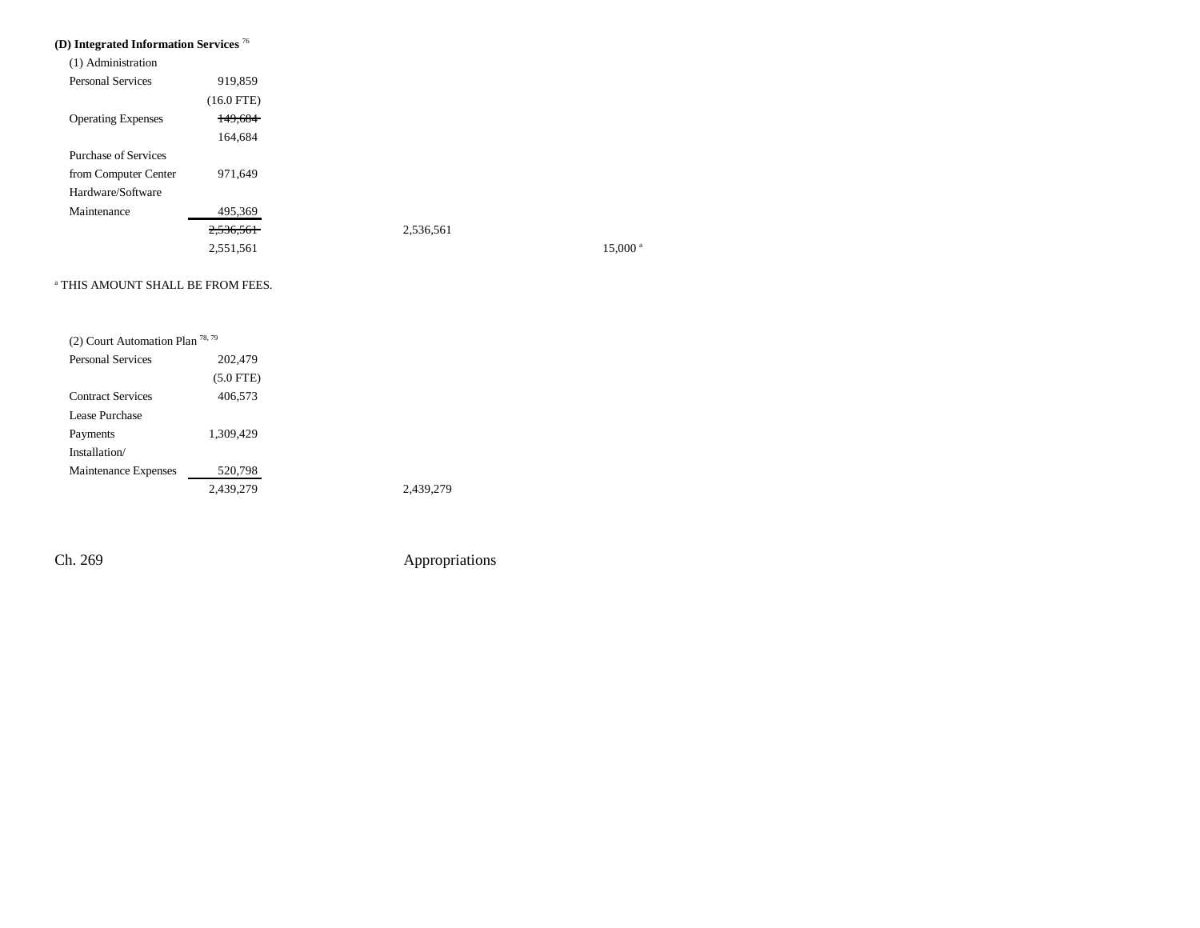**(D) Integrated Information Services** [76]

| | | | |
|---|---|---|---|
| (1) Administration | | | |
| Personal Services | 919,859 | | |
| | (16.0 FTE) | | |
| Operating Expenses | ~~149,684~~ | | |
| | 164,684 | | |
| Purchase of Services | | | |
| from Computer Center | 971,649 | | |
| Hardware/Software | | | |
| Maintenance | 495,369 | | |
| | ~~2,536,561~~ | 2,536,561 | |
| | 2,551,561 | | 15,000 [a] |

[a] THIS AMOUNT SHALL BE FROM FEES.

| | | |
|---|---|---|
| (2) Court Automation Plan [78, 79] | | |
| Personal Services | 202,479 | |
| | (5.0 FTE) | |
| Contract Services | 406,573 | |
| Lease Purchase | | |
| Payments | 1,309,429 | |
| Installation/ | | |
| Maintenance Expenses | 520,798 | |
| | 2,439,279 | 2,439,279 |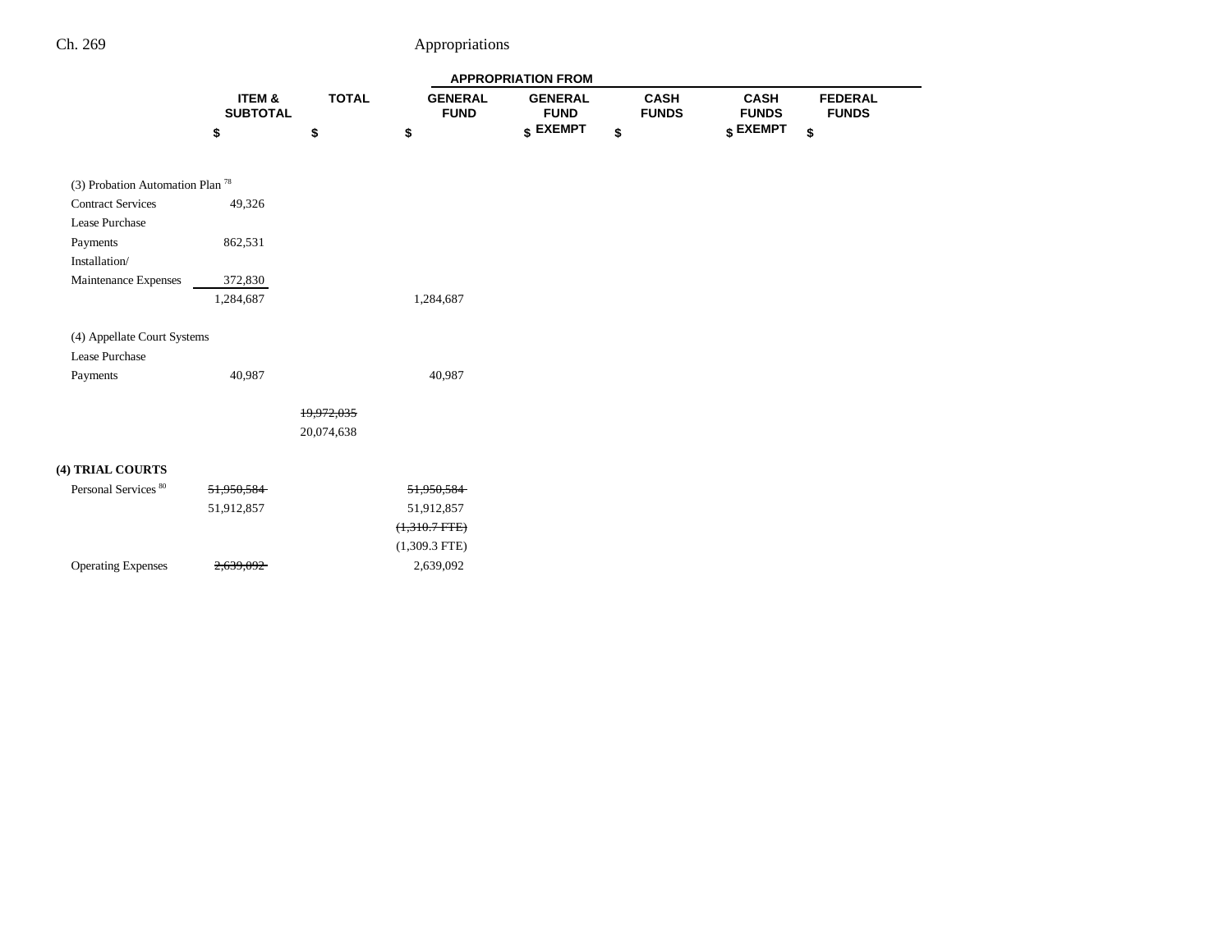| | ITEM & SUBTOTAL | TOTAL | APPROPRIATION FROM | | | | |
|---|---|---|---|---|---|---|---|
| | | | GENERAL FUND | GENERAL FUND EXEMPT | CASH FUNDS | CASH FUNDS EXEMPT | FEDERAL FUNDS |
| | $ | $ | $ | $ | $ | $ | $ |
| (3) Probation Automation Plan [78] | | | | | | | |
| Contract Services | 49,326 | | | | | | |
| Lease Purchase Payments | 862,531 | | | | | | |
| Installation/ Maintenance Expenses | 372,830 | | | | | | |
| | 1,284,687 | | 1,284,687 | | | | |
| (4) Appellate Court Systems | | | | | | | |
| Lease Purchase Payments | 40,987 | | 40,987 | | | | |
| | | ~~19,972,035~~ | | | | | |
| | | 20,074,638 | | | | | |
| **(4) TRIAL COURTS** | | | | | | | |
| Personal Services [80] | ~~51,950,584~~ | | ~~51,950,584~~ | | | | |
| | 51,912,857 | | 51,912,857 | | | | |
| | | | ~~(1,310.7 FTE)~~ | | | | |
| | | | (1,309.3 FTE) | | | | |
| Operating Expenses | ~~2,639,092~~ | | 2,639,092 | | | | |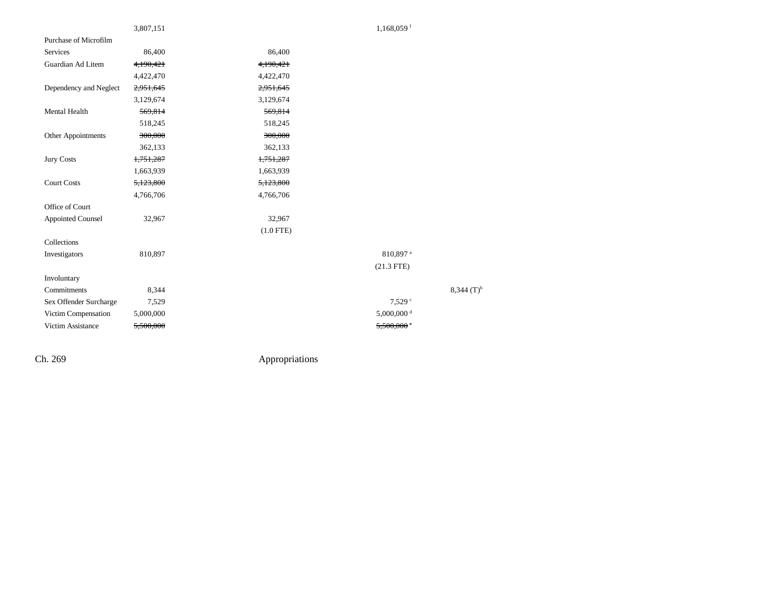| | | | | |
|---|---|---|---|---|
| | 3,807,151 | | 1,168,059 [f] | |
| Purchase of Microfilm Services | 86,400 | 86,400 | | |
| Guardian Ad Litem | ~~4,190,421~~ | ~~4,190,421~~ | | |
| | 4,422,470 | 4,422,470 | | |
| Dependency and Neglect | ~~2,951,645~~ | ~~2,951,645~~ | | |
| | 3,129,674 | 3,129,674 | | |
| Mental Health | ~~569,814~~ | ~~569,814~~ | | |
| | 518,245 | 518,245 | | |
| Other Appointments | ~~300,000~~ | ~~300,000~~ | | |
| | 362,133 | 362,133 | | |
| Jury Costs | ~~1,751,287~~ | ~~1,751,287~~ | | |
| | 1,663,939 | 1,663,939 | | |
| Court Costs | ~~5,123,800~~ | ~~5,123,800~~ | | |
| | 4,766,706 | 4,766,706 | | |
| Office of Court Appointed Counsel | 32,967 | 32,967 | | |
| | | (1.0 FTE) | | |
| Collections Investigators | 810,897 | | 810,897 [a] | |
| | | | (21.3 FTE) | |
| Involuntary Commitments | 8,344 | | | 8,344 (T)[b] |
| Sex Offender Surcharge | 7,529 | | 7,529 [c] | |
| Victim Compensation | 5,000,000 | | 5,000,000 [d] | |
| Victim Assistance | ~~5,500,000~~ | | ~~5,500,000 [e]~~ | |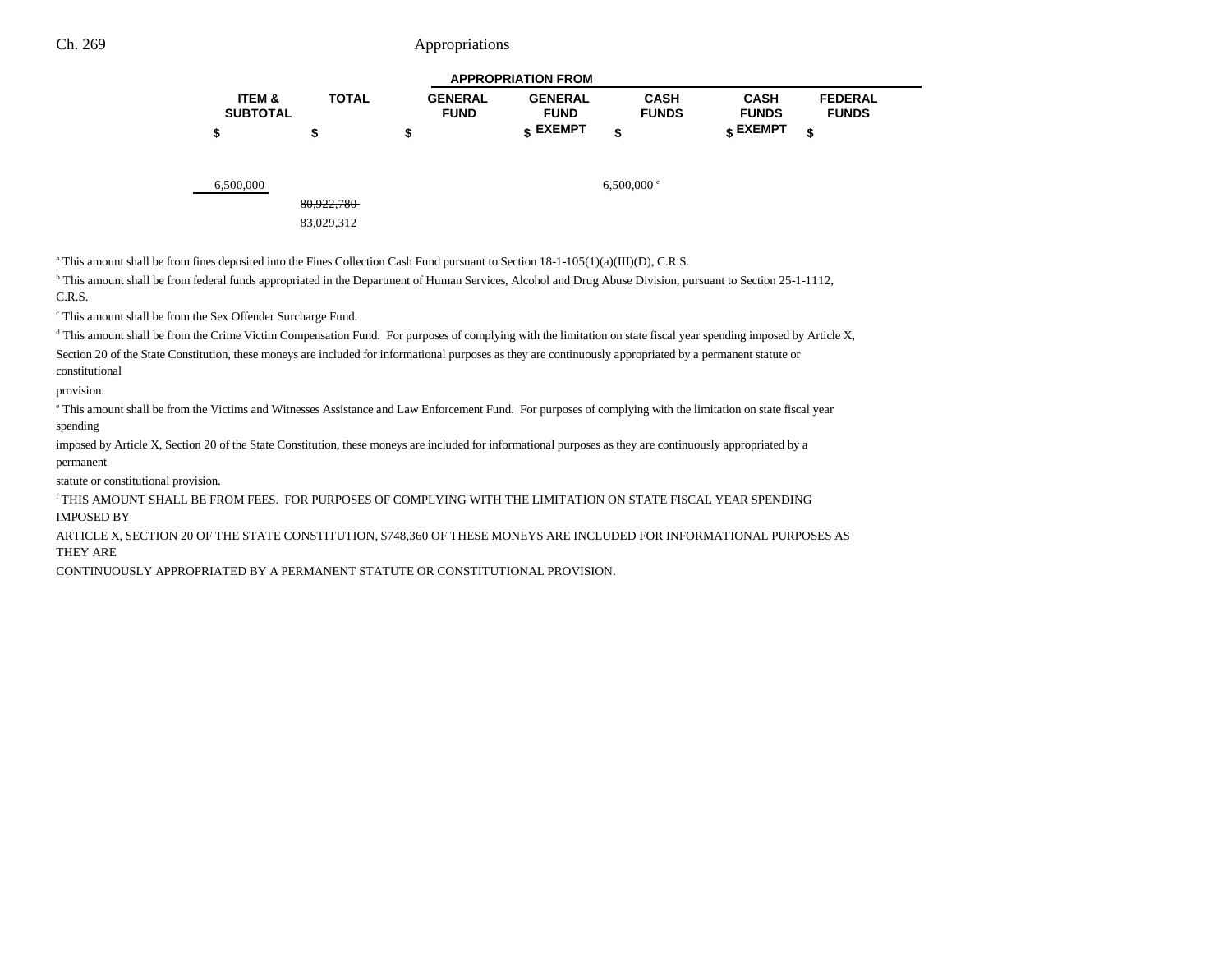| | ITEM & SUBTOTAL | TOTAL | GENERAL FUND | GENERAL FUND EXEMPT | CASH FUNDS | CASH FUNDS EXEMPT | FEDERAL FUNDS |
|---|---|---|---|---|---|---|---|
| | $ | $ | $ | $ | $ | $ | $ |
| | | | | | | | |
| | 6,500,000 | | | | 6,500,000[e] | | |
| | | ~~80,922,780~~ | | | | | |
| | | 83,029,312 | | | | | |

[a] This amount shall be from fines deposited into the Fines Collection Cash Fund pursuant to Section 18-1-105(1)(a)(III)(D), C.R.S.

[b] This amount shall be from federal funds appropriated in the Department of Human Services, Alcohol and Drug Abuse Division, pursuant to Section 25-1-1112, C.R.S.

[c] This amount shall be from the Sex Offender Surcharge Fund.

[d] This amount shall be from the Crime Victim Compensation Fund. For purposes of complying with the limitation on state fiscal year spending imposed by Article X, Section 20 of the State Constitution, these moneys are included for informational purposes as they are continuously appropriated by a permanent statute or constitutional provision.

[e] This amount shall be from the Victims and Witnesses Assistance and Law Enforcement Fund. For purposes of complying with the limitation on state fiscal year spending imposed by Article X, Section 20 of the State Constitution, these moneys are included for informational purposes as they are continuously appropriated by a permanent statute or constitutional provision.

[f] THIS AMOUNT SHALL BE FROM FEES. FOR PURPOSES OF COMPLYING WITH THE LIMITATION ON STATE FISCAL YEAR SPENDING IMPOSED BY ARTICLE X, SECTION 20 OF THE STATE CONSTITUTION, $748,360 OF THESE MONEYS ARE INCLUDED FOR INFORMATIONAL PURPOSES AS THEY ARE CONTINUOUSLY APPROPRIATED BY A PERMANENT STATUTE OR CONSTITUTIONAL PROVISION.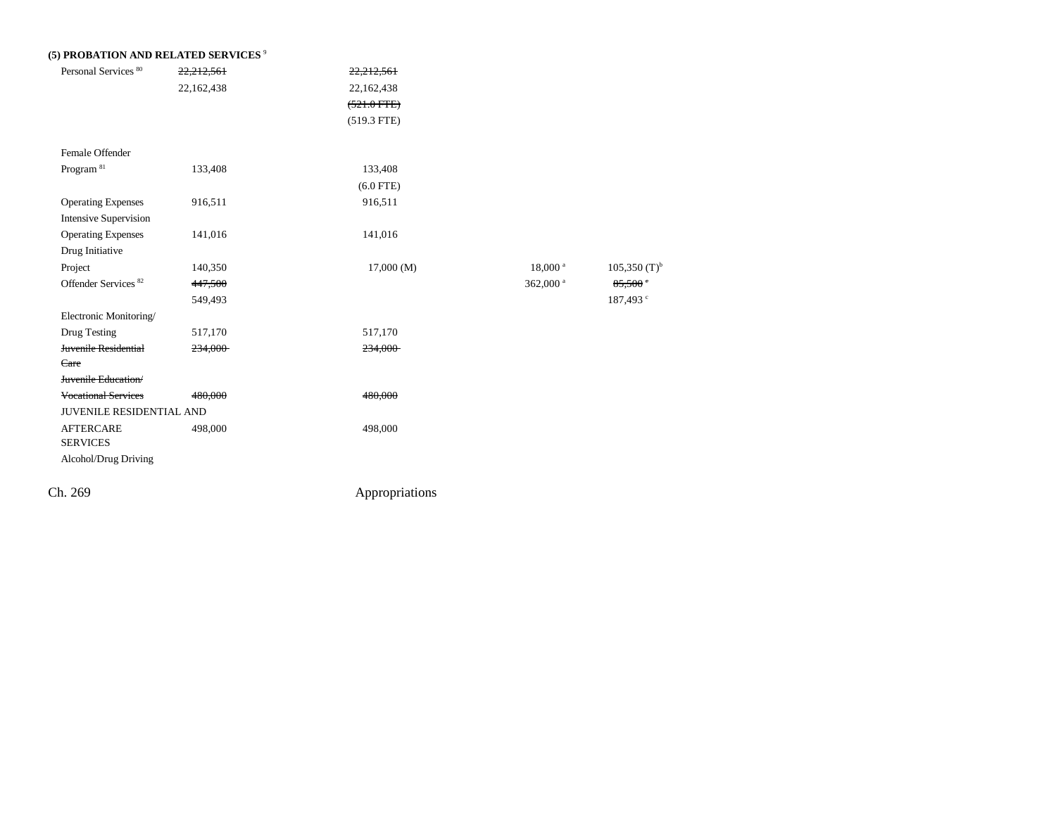**(5) PROBATION AND RELATED SERVICES** [9]

| | | | | | |
|---|---|---|---|---|---|
| Personal Services [80] | ~~22,212,561~~ | ~~22,212,561~~ | | | |
| | 22,162,438 | 22,162,438 | | | |
| | | ~~(521.0 FTE)~~ | | | |
| | | (519.3 FTE) | | | |
| Female Offender Program [81] | 133,408 | 133,408 | | | |
| | | (6.0 FTE) | | | |
| Operating Expenses | 916,511 | 916,511 | | | |
| Intensive Supervision Operating Expenses | 141,016 | 141,016 | | | |
| Drug Initiative Project | 140,350 | 17,000 (M) | | 18,000 [a] | 105,350 (T)[b] |
| Offender Services [82] | ~~447,500~~ | | | 362,000 [a] | ~~85,500~~ [c] |
| | 549,493 | | | | 187,493 [c] |
| Electronic Monitoring/ Drug Testing | 517,170 | 517,170 | | | |
| ~~Juvenile Residential Care~~ | ~~234,000~~ | ~~234,000~~ | | | |
| ~~Juvenile Education/ Vocational Services~~ | ~~480,000~~ | ~~480,000~~ | | | |
| JUVENILE RESIDENTIAL AND AFTERCARE SERVICES | 498,000 | 498,000 | | | |
| Alcohol/Drug Driving | | | | | |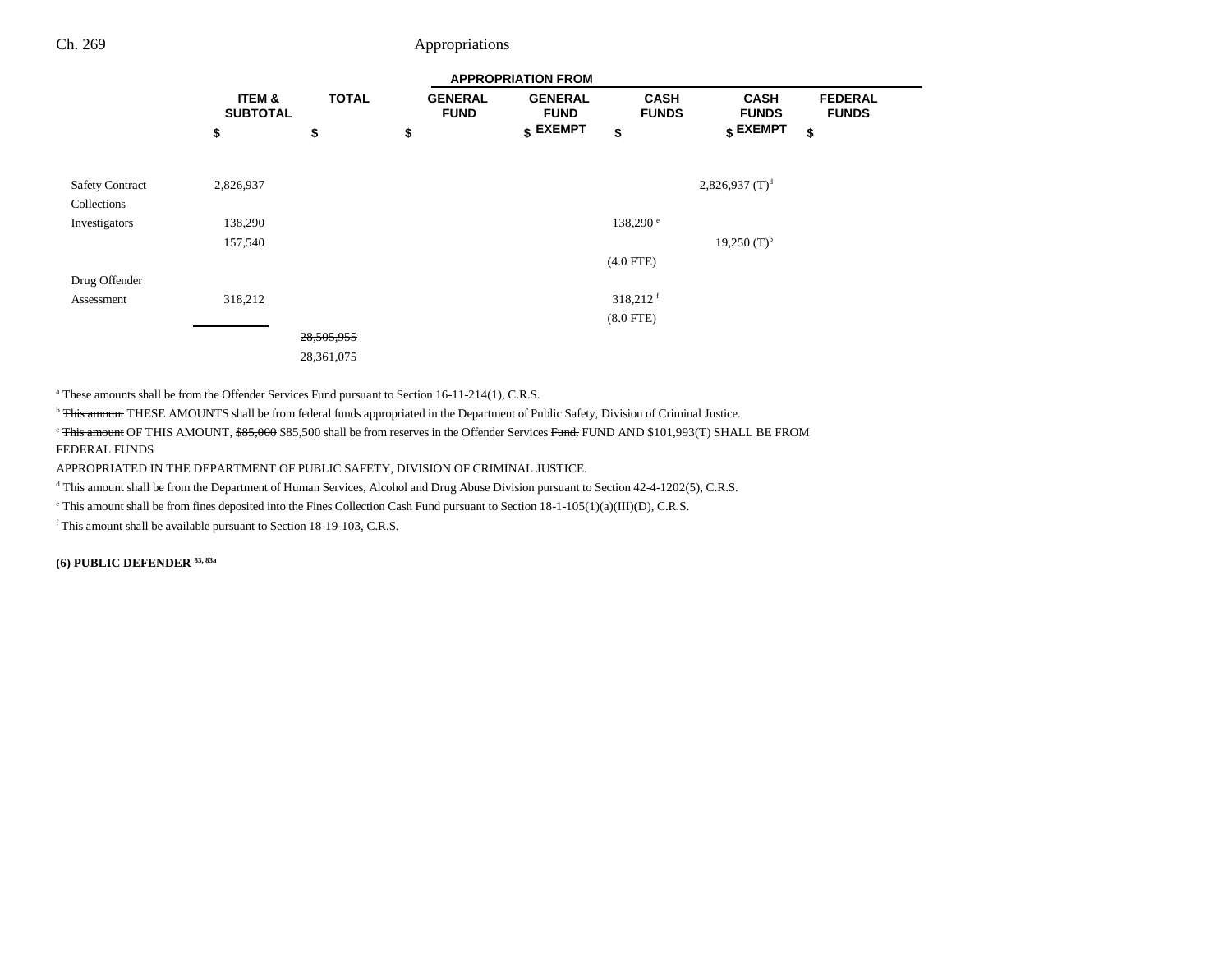| | ITEM & SUBTOTAL | TOTAL | GENERAL FUND | GENERAL FUND EXEMPT | CASH FUNDS | CASH FUNDS EXEMPT | FEDERAL FUNDS |
|---|---|---|---|---|---|---|---|
| | $ | $ | $ | $ | $ | $ | $ |
| Safety Contract | 2,826,937 | | | | | 2,826,937 (T)[d] | |
| Collections | | | | | | | |
| Investigators | ~~138,290~~ | | | | 138,290[e] | | |
| | 157,540 | | | | | 19,250 (T)[b] | |
| | | | | | (4.0 FTE) | | |
| Drug Offender | | | | | | | |
| Assessment | 318,212 | | | | 318,212[f] | | |
| | | | | | (8.0 FTE) | | |
| | | ~~28,505,955~~ | | | | | |
| | | 28,361,075 | | | | | |

[a] These amounts shall be from the Offender Services Fund pursuant to Section 16-11-214(1), C.R.S.

[b] ~~This amount~~ THESE AMOUNTS shall be from federal funds appropriated in the Department of Public Safety, Division of Criminal Justice.

[c] ~~This amount~~ OF THIS AMOUNT, ~~$85,000~~ $85,500 shall be from reserves in the Offender Services ~~Fund.~~ FUND AND $101,993(T) SHALL BE FROM FEDERAL FUNDS APPROPRIATED IN THE DEPARTMENT OF PUBLIC SAFETY, DIVISION OF CRIMINAL JUSTICE.

[d] This amount shall be from the Department of Human Services, Alcohol and Drug Abuse Division pursuant to Section 42-4-1202(5), C.R.S.

[e] This amount shall be from fines deposited into the Fines Collection Cash Fund pursuant to Section 18-1-105(1)(a)(III)(D), C.R.S.

[f] This amount shall be available pursuant to Section 18-19-103, C.R.S.

**(6) PUBLIC DEFENDER [83, 83a]**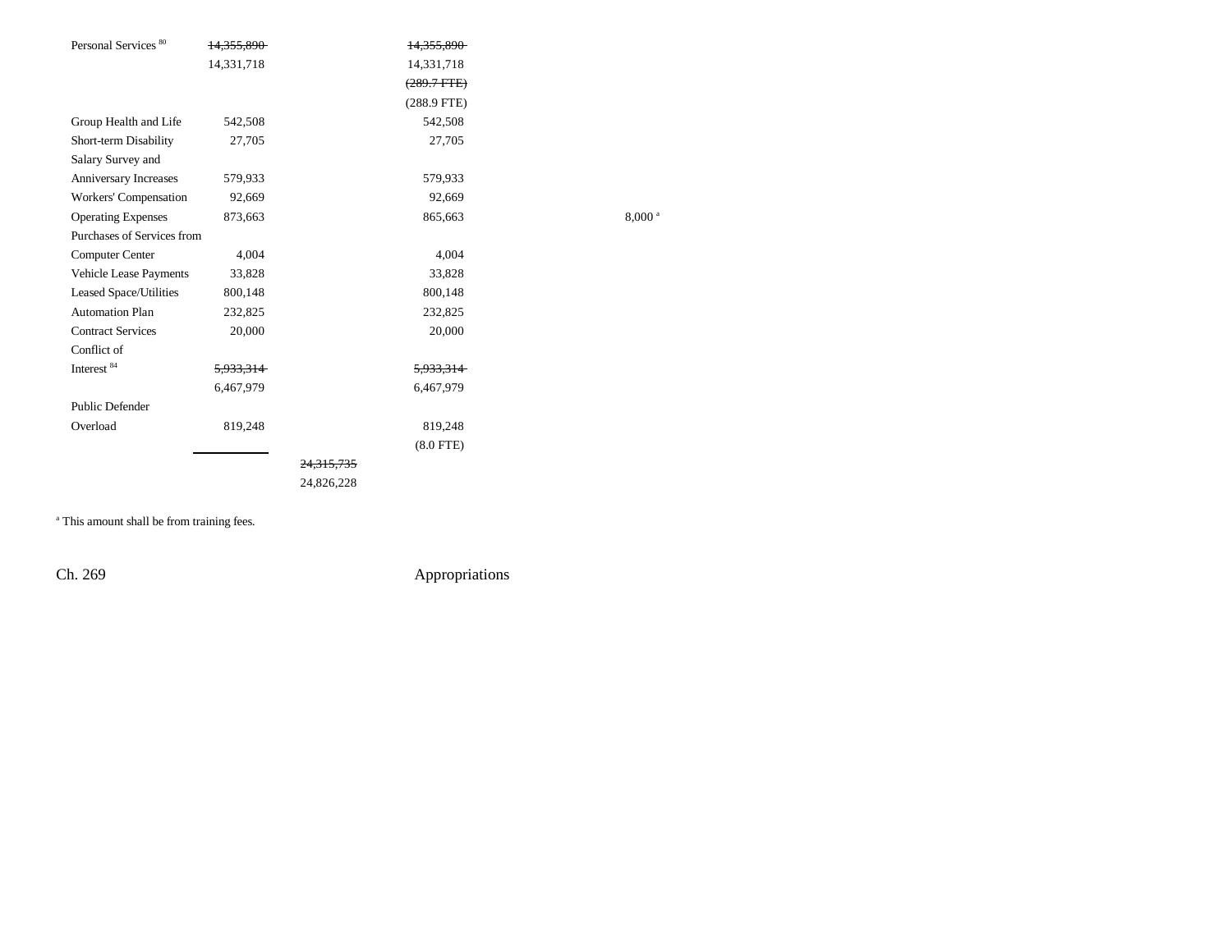| | | | | | | | |
|---|---|---|---|---|---|---|---|
| Personal Services [80] | ~~14,355,890~~ 14,331,718 | | ~~14,355,890~~ 14,331,718 ~~(289.7 FTE)~~ (288.9 FTE) | | | | |
| Group Health and Life | 542,508 | | 542,508 | | | | |
| Short-term Disability | 27,705 | | 27,705 | | | | |
| Salary Survey and Anniversary Increases | 579,933 | | 579,933 | | | | |
| Workers' Compensation | 92,669 | | 92,669 | | | | |
| Operating Expenses | 873,663 | | 865,663 | | 8,000[a] | | |
| Purchases of Services from Computer Center | 4,004 | | 4,004 | | | | |
| Vehicle Lease Payments | 33,828 | | 33,828 | | | | |
| Leased Space/Utilities | 800,148 | | 800,148 | | | | |
| Automation Plan | 232,825 | | 232,825 | | | | |
| Contract Services | 20,000 | | 20,000 | | | | |
| Conflict of Interest [84] | ~~5,933,314~~ 6,467,979 | | ~~5,933,314~~ 6,467,979 | | | | |
| Public Defender Overload | 819,248 | | 819,248 (8.0 FTE) | | | | |
| | | ~~24,315,735~~ 24,826,228 | | | | | |

[a] This amount shall be from training fees.

Ch. 269 Appropriations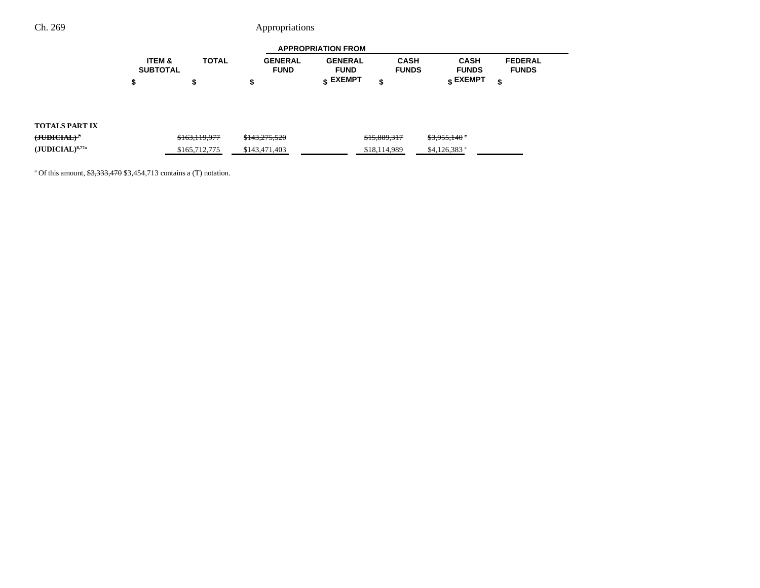| | ITEM & SUBTOTAL | TOTAL | APPROPRIATION FROM GENERAL FUND | GENERAL FUND EXEMPT | CASH FUNDS | CASH FUNDS EXEMPT | FEDERAL FUNDS |
|---|---|---|---|---|---|---|---|
| | $ | $ | $ | $ | $ | $ | $ |
| **TOTALS PART IX** | | | | | | | |
| ~~**(JUDICIAL)**[8]~~ | | ~~$163,119,977~~ | ~~$143,275,520~~ | | ~~$15,889,317~~ | ~~$3,955,140[a]~~ | |
| **(JUDICIAL)**[8,77a] | | $165,712,775 | $143,471,403 | | $18,114,989 | $4,126,383[a] | |

[a] Of this amount, ~~$3,333,470~~ $3,454,713 contains a (T) notation.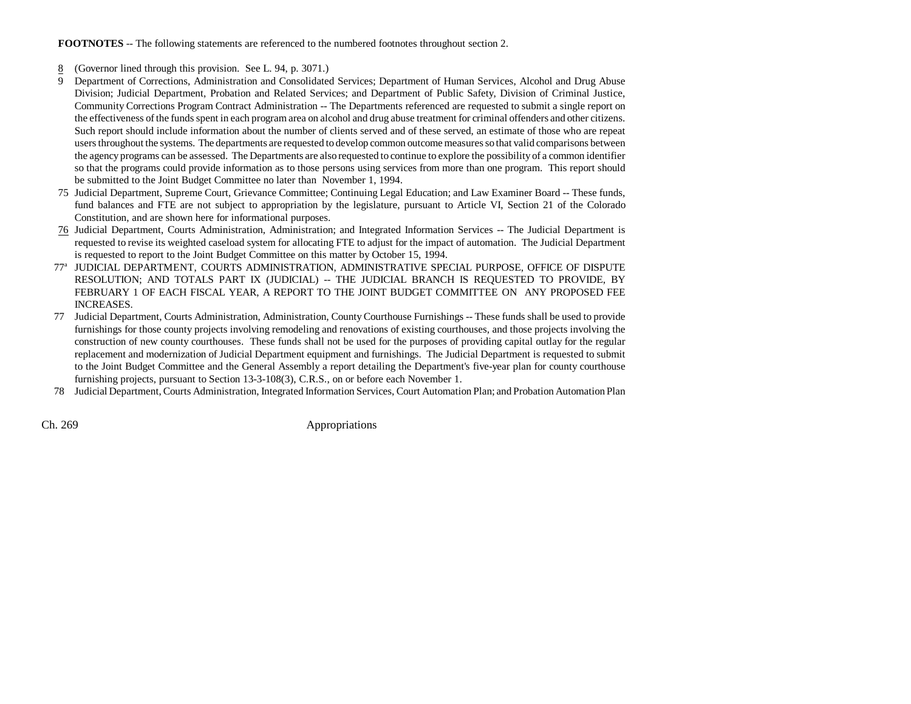**FOOTNOTES** -- The following statements are referenced to the numbered footnotes throughout section 2.

8 (Governor lined through this provision. See L. 94, p. 3071.)

9 Department of Corrections, Administration and Consolidated Services; Department of Human Services, Alcohol and Drug Abuse Division; Judicial Department, Probation and Related Services; and Department of Public Safety, Division of Criminal Justice, Community Corrections Program Contract Administration -- The Departments referenced are requested to submit a single report on the effectiveness of the funds spent in each program area on alcohol and drug abuse treatment for criminal offenders and other citizens. Such report should include information about the number of clients served and of these served, an estimate of those who are repeat users throughout the systems. The departments are requested to develop common outcome measures so that valid comparisons between the agency programs can be assessed. The Departments are also requested to continue to explore the possibility of a common identifier so that the programs could provide information as to those persons using services from more than one program. This report should be submitted to the Joint Budget Committee no later than November 1, 1994.

75 Judicial Department, Supreme Court, Grievance Committee; Continuing Legal Education; and Law Examiner Board -- These funds, fund balances and FTE are not subject to appropriation by the legislature, pursuant to Article VI, Section 21 of the Colorado Constitution, and are shown here for informational purposes.

76 Judicial Department, Courts Administration, Administration; and Integrated Information Services -- The Judicial Department is requested to revise its weighted caseload system for allocating FTE to adjust for the impact of automation. The Judicial Department is requested to report to the Joint Budget Committee on this matter by October 15, 1994.

77[a] JUDICIAL DEPARTMENT, COURTS ADMINISTRATION, ADMINISTRATIVE SPECIAL PURPOSE, OFFICE OF DISPUTE RESOLUTION; AND TOTALS PART IX (JUDICIAL) -- THE JUDICIAL BRANCH IS REQUESTED TO PROVIDE, BY FEBRUARY 1 OF EACH FISCAL YEAR, A REPORT TO THE JOINT BUDGET COMMITTEE ON ANY PROPOSED FEE INCREASES.

77 Judicial Department, Courts Administration, Administration, County Courthouse Furnishings -- These funds shall be used to provide furnishings for those county projects involving remodeling and renovations of existing courthouses, and those projects involving the construction of new county courthouses. These funds shall not be used for the purposes of providing capital outlay for the regular replacement and modernization of Judicial Department equipment and furnishings. The Judicial Department is requested to submit to the Joint Budget Committee and the General Assembly a report detailing the Department's five-year plan for county courthouse furnishing projects, pursuant to Section 13-3-108(3), C.R.S., on or before each November 1.

78 Judicial Department, Courts Administration, Integrated Information Services, Court Automation Plan; and Probation Automation Plan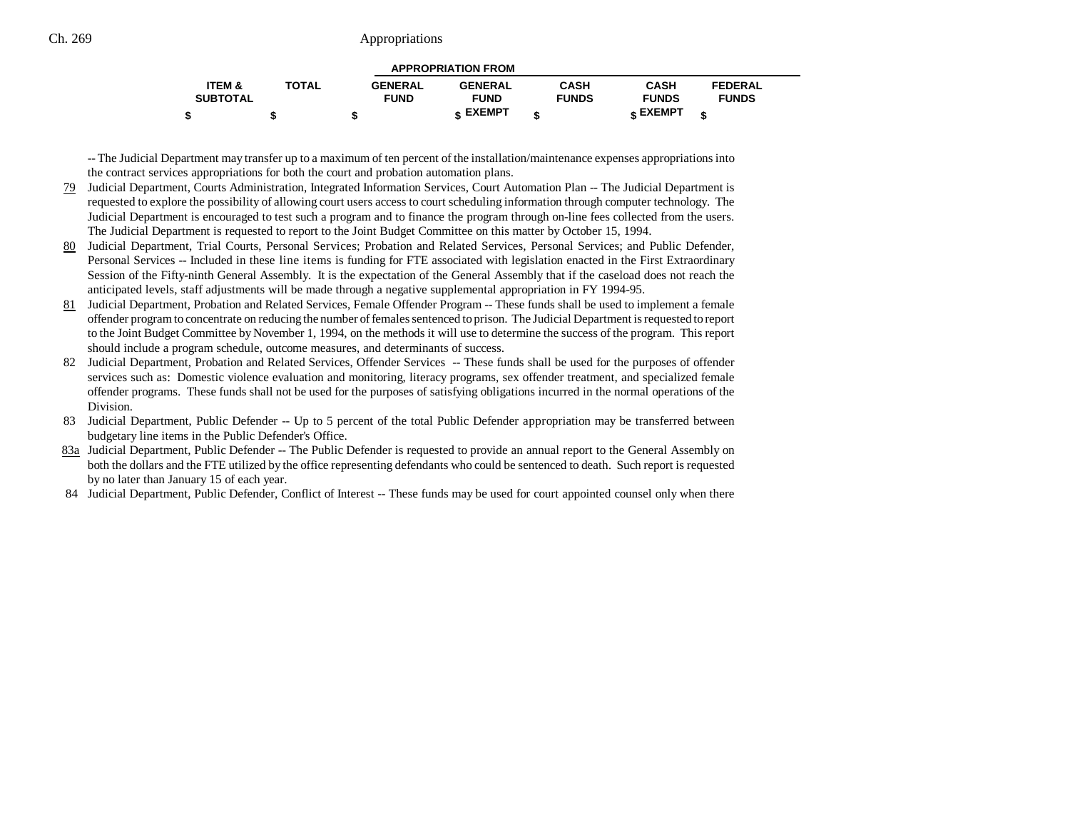| ITEM & SUBTOTAL | TOTAL | GENERAL FUND | GENERAL FUND EXEMPT | CASH FUNDS | CASH FUNDS EXEMPT | FEDERAL FUNDS |
|---|---|---|---|---|---|---|
| $ | $ | $ | $ | $ | $ | $ |

-- The Judicial Department may transfer up to a maximum of ten percent of the installation/maintenance expenses appropriations into the contract services appropriations for both the court and probation automation plans.

79 Judicial Department, Courts Administration, Integrated Information Services, Court Automation Plan -- The Judicial Department is requested to explore the possibility of allowing court users access to court scheduling information through computer technology. The Judicial Department is encouraged to test such a program and to finance the program through on-line fees collected from the users. The Judicial Department is requested to report to the Joint Budget Committee on this matter by October 15, 1994.

80 Judicial Department, Trial Courts, Personal Services; Probation and Related Services, Personal Services; and Public Defender, Personal Services -- Included in these line items is funding for FTE associated with legislation enacted in the First Extraordinary Session of the Fifty-ninth General Assembly. It is the expectation of the General Assembly that if the caseload does not reach the anticipated levels, staff adjustments will be made through a negative supplemental appropriation in FY 1994-95.

81 Judicial Department, Probation and Related Services, Female Offender Program -- These funds shall be used to implement a female offender program to concentrate on reducing the number of females sentenced to prison. The Judicial Department is requested to report to the Joint Budget Committee by November 1, 1994, on the methods it will use to determine the success of the program. This report should include a program schedule, outcome measures, and determinants of success.

82 Judicial Department, Probation and Related Services, Offender Services -- These funds shall be used for the purposes of offender services such as: Domestic violence evaluation and monitoring, literacy programs, sex offender treatment, and specialized female offender programs. These funds shall not be used for the purposes of satisfying obligations incurred in the normal operations of the Division.

83 Judicial Department, Public Defender -- Up to 5 percent of the total Public Defender appropriation may be transferred between budgetary line items in the Public Defender's Office.

83a Judicial Department, Public Defender -- The Public Defender is requested to provide an annual report to the General Assembly on both the dollars and the FTE utilized by the office representing defendants who could be sentenced to death. Such report is requested by no later than January 15 of each year.

84 Judicial Department, Public Defender, Conflict of Interest -- These funds may be used for court appointed counsel only when there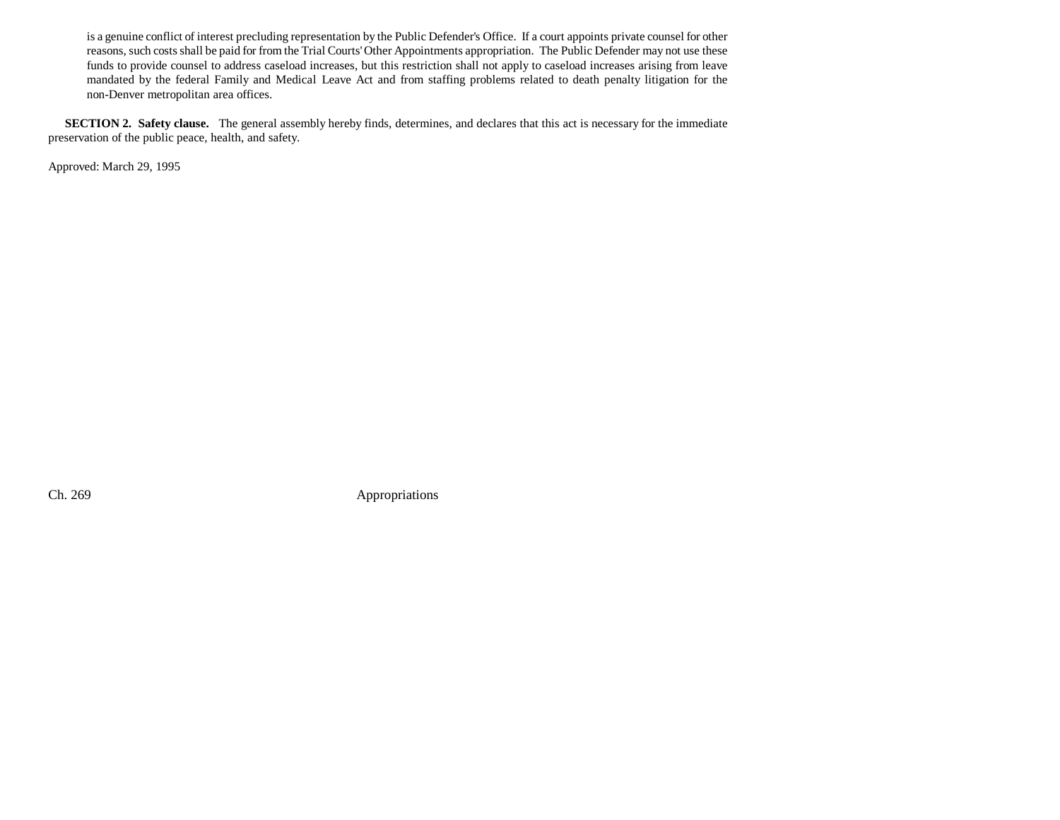is a genuine conflict of interest precluding representation by the Public Defender's Office. If a court appoints private counsel for other reasons, such costs shall be paid for from the Trial Courts' Other Appointments appropriation. The Public Defender may not use these funds to provide counsel to address caseload increases, but this restriction shall not apply to caseload increases arising from leave mandated by the federal Family and Medical Leave Act and from staffing problems related to death penalty litigation for the non-Denver metropolitan area offices.

**SECTION 2. Safety clause.** The general assembly hereby finds, determines, and declares that this act is necessary for the immediate preservation of the public peace, health, and safety.

Approved: March 29, 1995